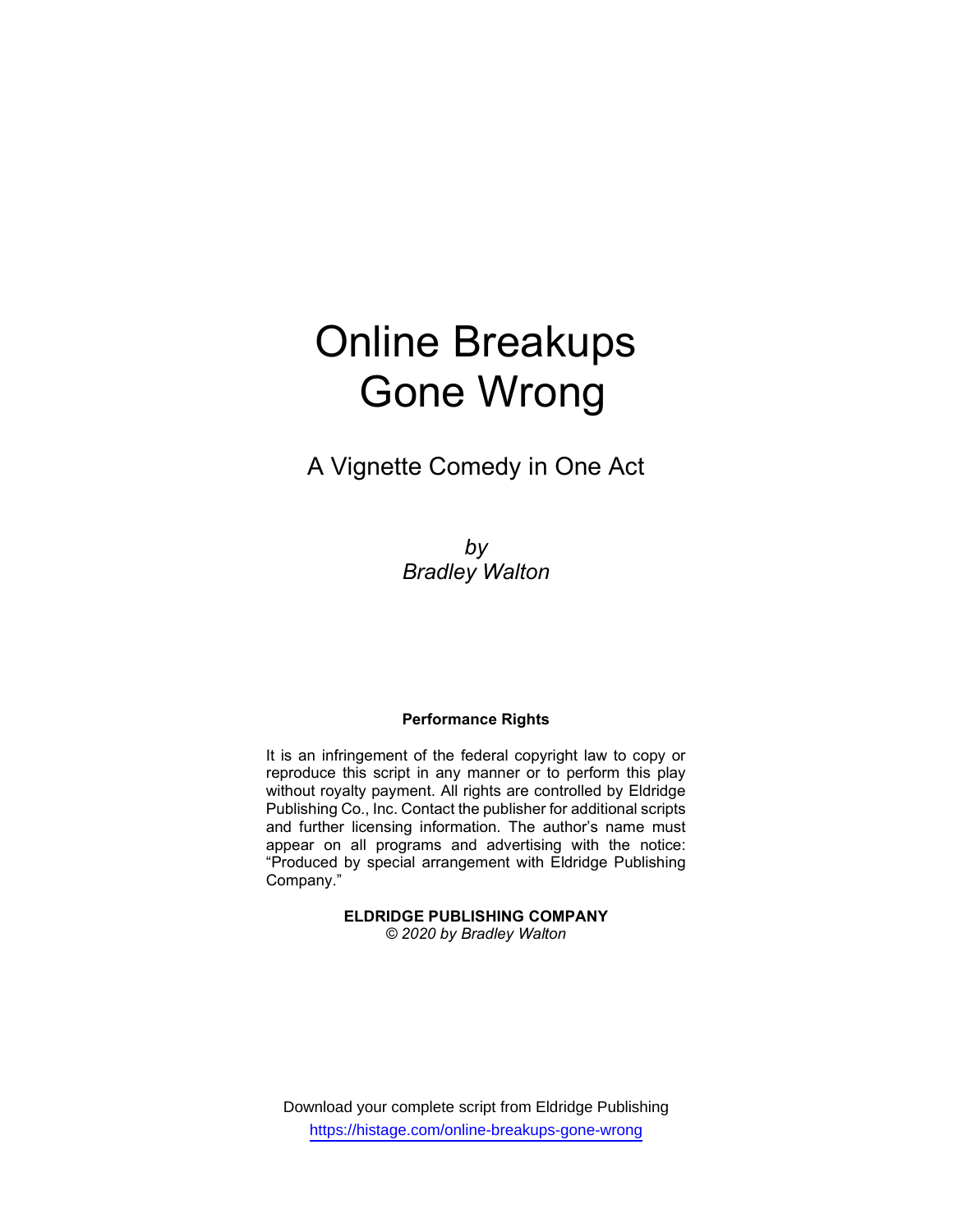# Online Breakups Gone Wrong

## A Vignette Comedy in One Act

*by*
*Bradley Walton*

**Performance Rights**

It is an infringement of the federal copyright law to copy or reproduce this script in any manner or to perform this play without royalty payment. All rights are controlled by Eldridge Publishing Co., Inc. Contact the publisher for additional scripts and further licensing information. The author's name must appear on all programs and advertising with the notice: "Produced by special arrangement with Eldridge Publishing Company."

**ELDRIDGE PUBLISHING COMPANY**
*© 2020 by Bradley Walton*

Download your complete script from Eldridge Publishing
https://histage.com/online-breakups-gone-wrong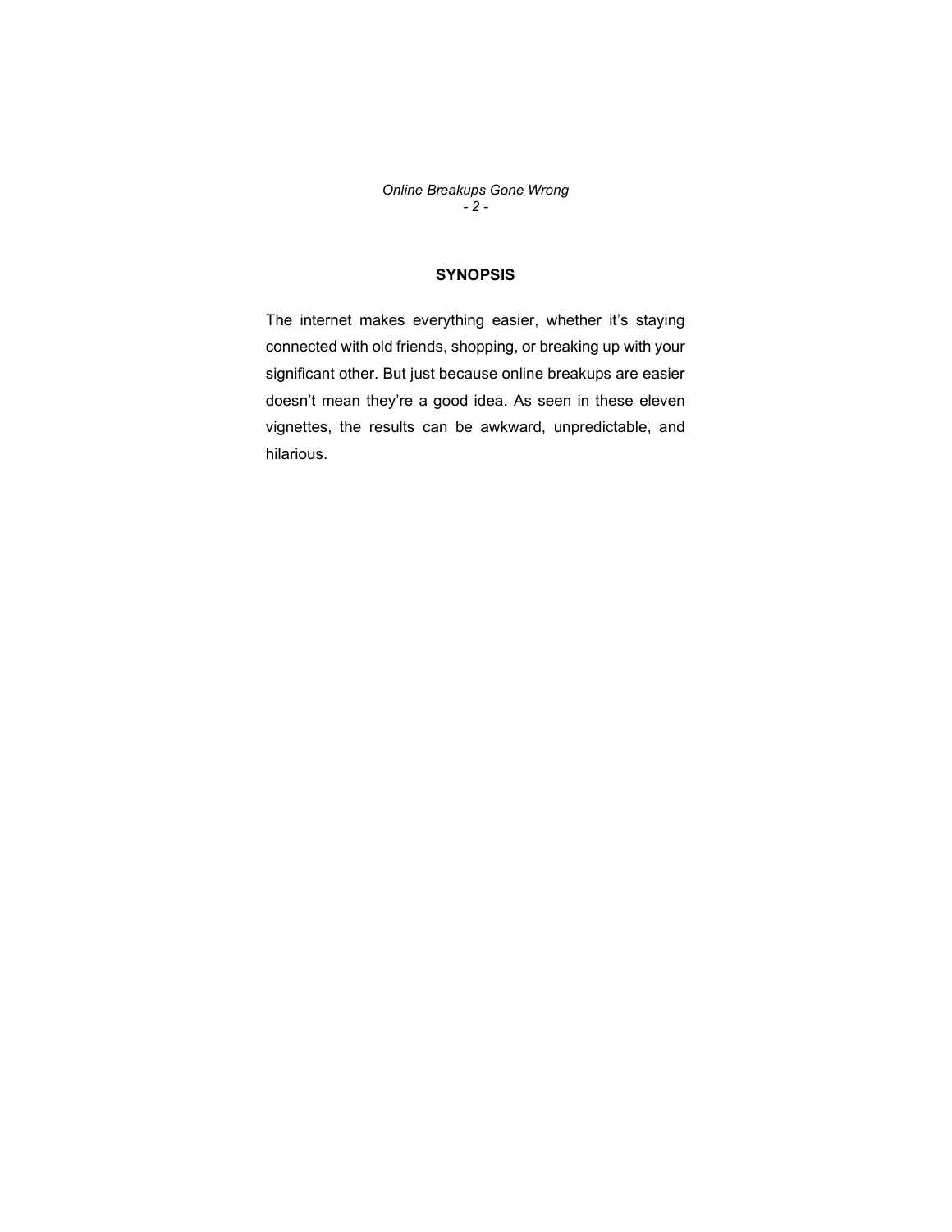## SYNOPSIS

The internet makes everything easier, whether it's staying connected with old friends, shopping, or breaking up with your significant other. But just because online breakups are easier doesn't mean they're a good idea. As seen in these eleven vignettes, the results can be awkward, unpredictable, and hilarious.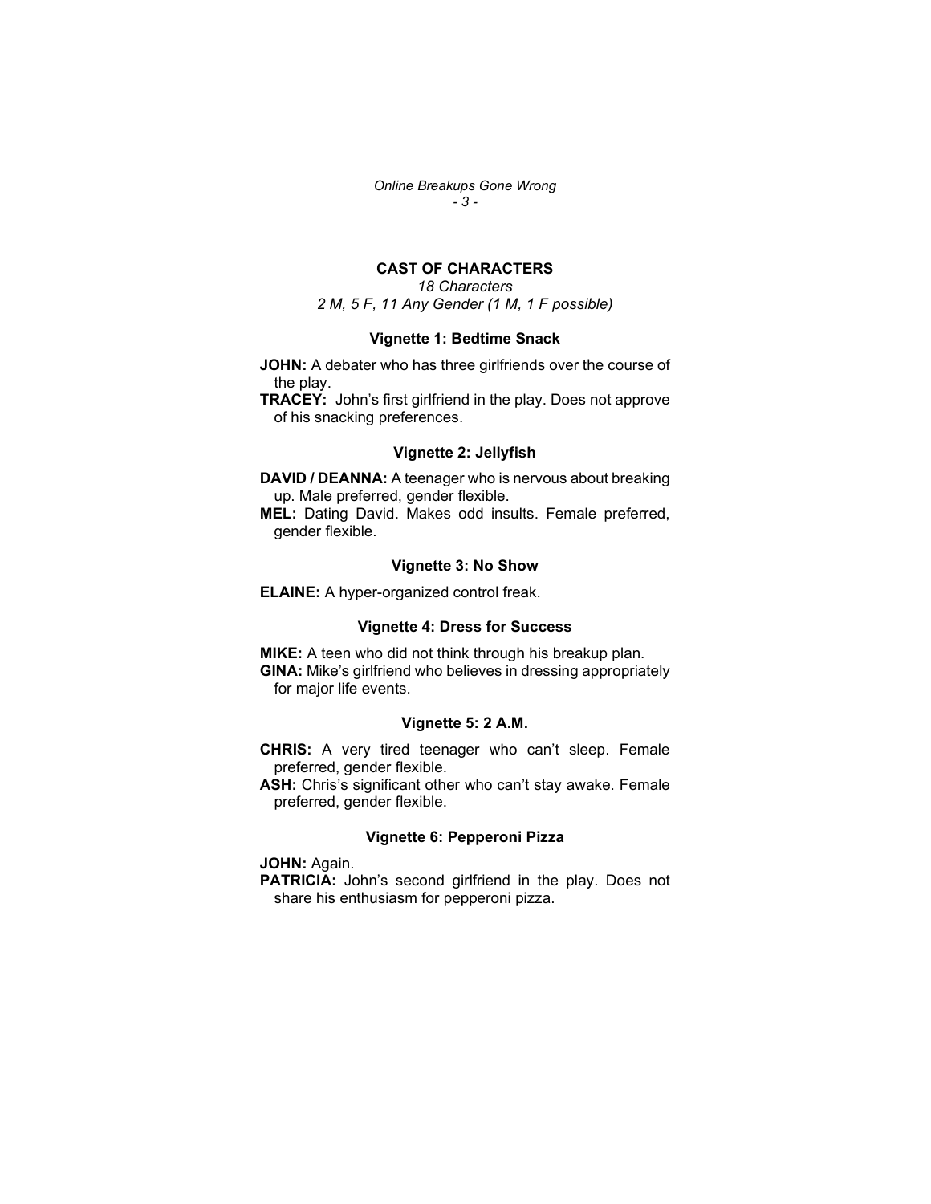## CAST OF CHARACTERS

*18 Characters*
*2 M, 5 F, 11 Any Gender (1 M, 1 F possible)*

### Vignette 1: Bedtime Snack

**JOHN:** A debater who has three girlfriends over the course of the play.

**TRACEY:** John's first girlfriend in the play. Does not approve of his snacking preferences.

### Vignette 2: Jellyfish

**DAVID / DEANNA:** A teenager who is nervous about breaking up. Male preferred, gender flexible.

**MEL:** Dating David. Makes odd insults. Female preferred, gender flexible.

### Vignette 3: No Show

**ELAINE:** A hyper-organized control freak.

### Vignette 4: Dress for Success

**MIKE:** A teen who did not think through his breakup plan.

**GINA:** Mike's girlfriend who believes in dressing appropriately for major life events.

### Vignette 5: 2 A.M.

**CHRIS:** A very tired teenager who can't sleep. Female preferred, gender flexible.

**ASH:** Chris's significant other who can't stay awake. Female preferred, gender flexible.

### Vignette 6: Pepperoni Pizza

**JOHN:** Again.

**PATRICIA:** John's second girlfriend in the play. Does not share his enthusiasm for pepperoni pizza.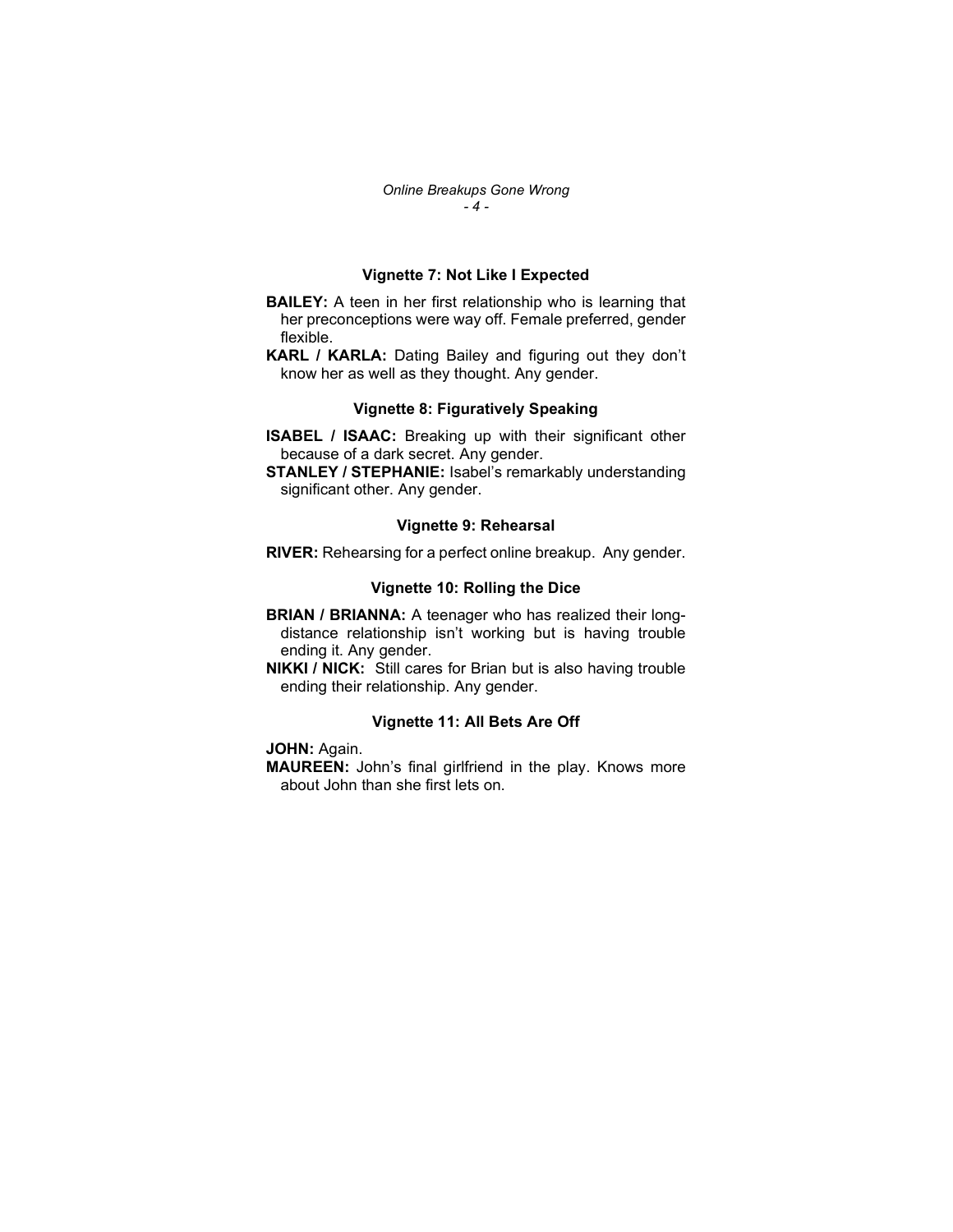### Vignette 7: Not Like I Expected

**BAILEY:** A teen in her first relationship who is learning that her preconceptions were way off. Female preferred, gender flexible.

**KARL / KARLA:** Dating Bailey and figuring out they don't know her as well as they thought. Any gender.

### Vignette 8: Figuratively Speaking

**ISABEL / ISAAC:** Breaking up with their significant other because of a dark secret. Any gender.

**STANLEY / STEPHANIE:** Isabel's remarkably understanding significant other. Any gender.

### Vignette 9: Rehearsal

**RIVER:** Rehearsing for a perfect online breakup. Any gender.

### Vignette 10: Rolling the Dice

**BRIAN / BRIANNA:** A teenager who has realized their long-distance relationship isn't working but is having trouble ending it. Any gender.

**NIKKI / NICK:** Still cares for Brian but is also having trouble ending their relationship. Any gender.

### Vignette 11: All Bets Are Off

**JOHN:** Again.

**MAUREEN:** John's final girlfriend in the play. Knows more about John than she first lets on.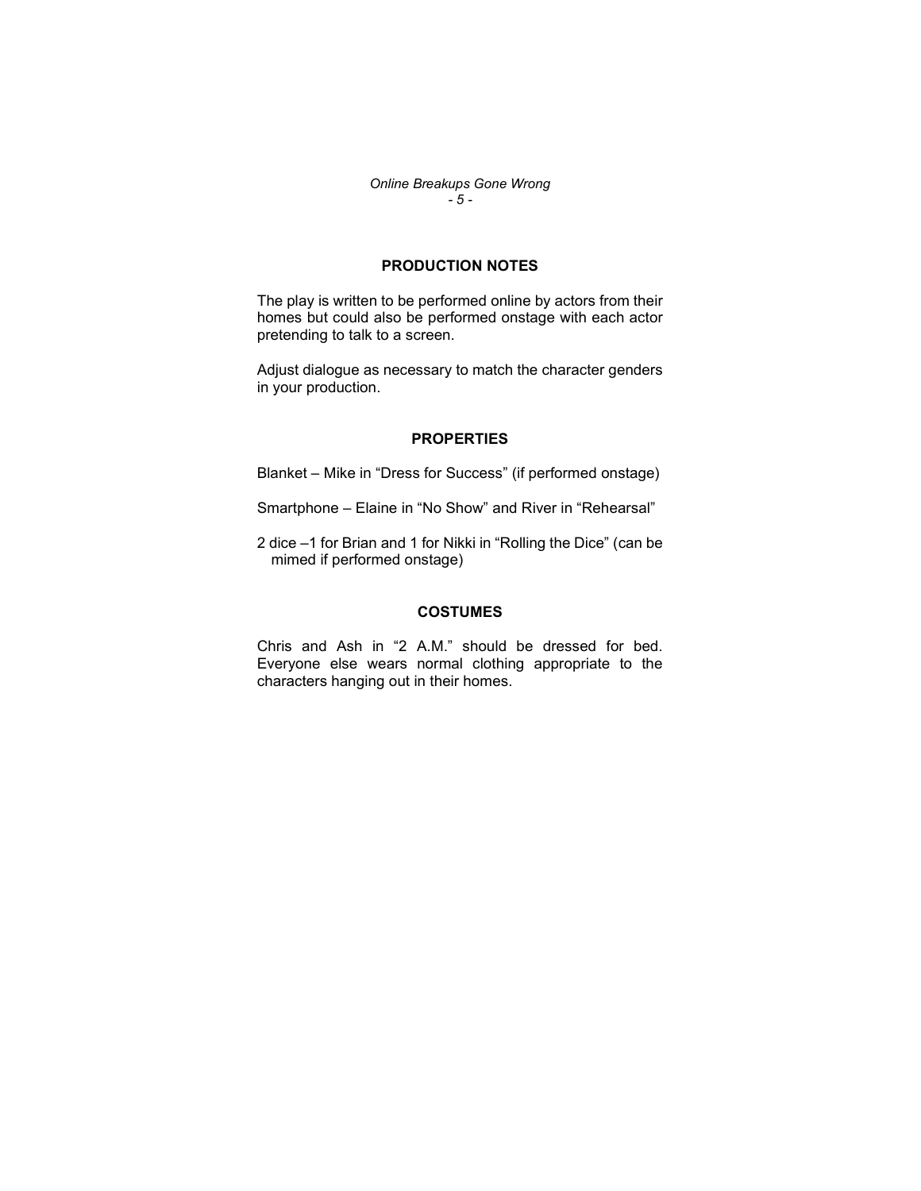## PRODUCTION NOTES

The play is written to be performed online by actors from their homes but could also be performed onstage with each actor pretending to talk to a screen.

Adjust dialogue as necessary to match the character genders in your production.

## PROPERTIES

Blanket – Mike in “Dress for Success” (if performed onstage)

Smartphone – Elaine in “No Show” and River in “Rehearsal”

2 dice –1 for Brian and 1 for Nikki in “Rolling the Dice” (can be mimed if performed onstage)

## COSTUMES

Chris and Ash in “2 A.M.” should be dressed for bed. Everyone else wears normal clothing appropriate to the characters hanging out in their homes.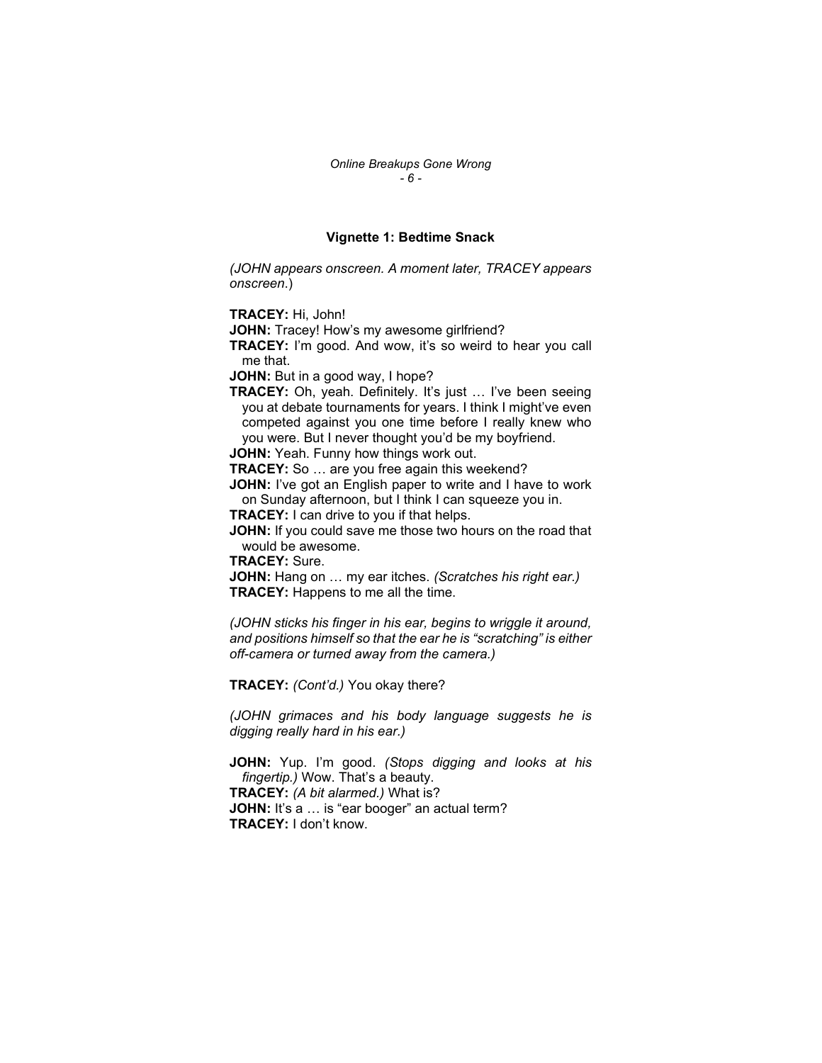### Vignette 1: Bedtime Snack

*(JOHN appears onscreen. A moment later, TRACEY appears onscreen.)*

**TRACEY:** Hi, John!

**JOHN:** Tracey! How's my awesome girlfriend?

**TRACEY:** I'm good. And wow, it's so weird to hear you call me that.

**JOHN:** But in a good way, I hope?

**TRACEY:** Oh, yeah. Definitely. It's just … I've been seeing you at debate tournaments for years. I think I might've even competed against you one time before I really knew who you were. But I never thought you'd be my boyfriend.

**JOHN:** Yeah. Funny how things work out.

**TRACEY:** So … are you free again this weekend?

**JOHN:** I've got an English paper to write and I have to work on Sunday afternoon, but I think I can squeeze you in.

**TRACEY:** I can drive to you if that helps.

**JOHN:** If you could save me those two hours on the road that would be awesome.

**TRACEY:** Sure.

**JOHN:** Hang on … my ear itches. *(Scratches his right ear.)*

**TRACEY:** Happens to me all the time.

*(JOHN sticks his finger in his ear, begins to wriggle it around, and positions himself so that the ear he is "scratching" is either off-camera or turned away from the camera.)*

**TRACEY:** *(Cont'd.)* You okay there?

*(JOHN grimaces and his body language suggests he is digging really hard in his ear.)*

**JOHN:** Yup. I'm good. *(Stops digging and looks at his fingertip.)* Wow. That's a beauty.

**TRACEY:** *(A bit alarmed.)* What is?

**JOHN:** It's a … is "ear booger" an actual term?

**TRACEY:** I don't know.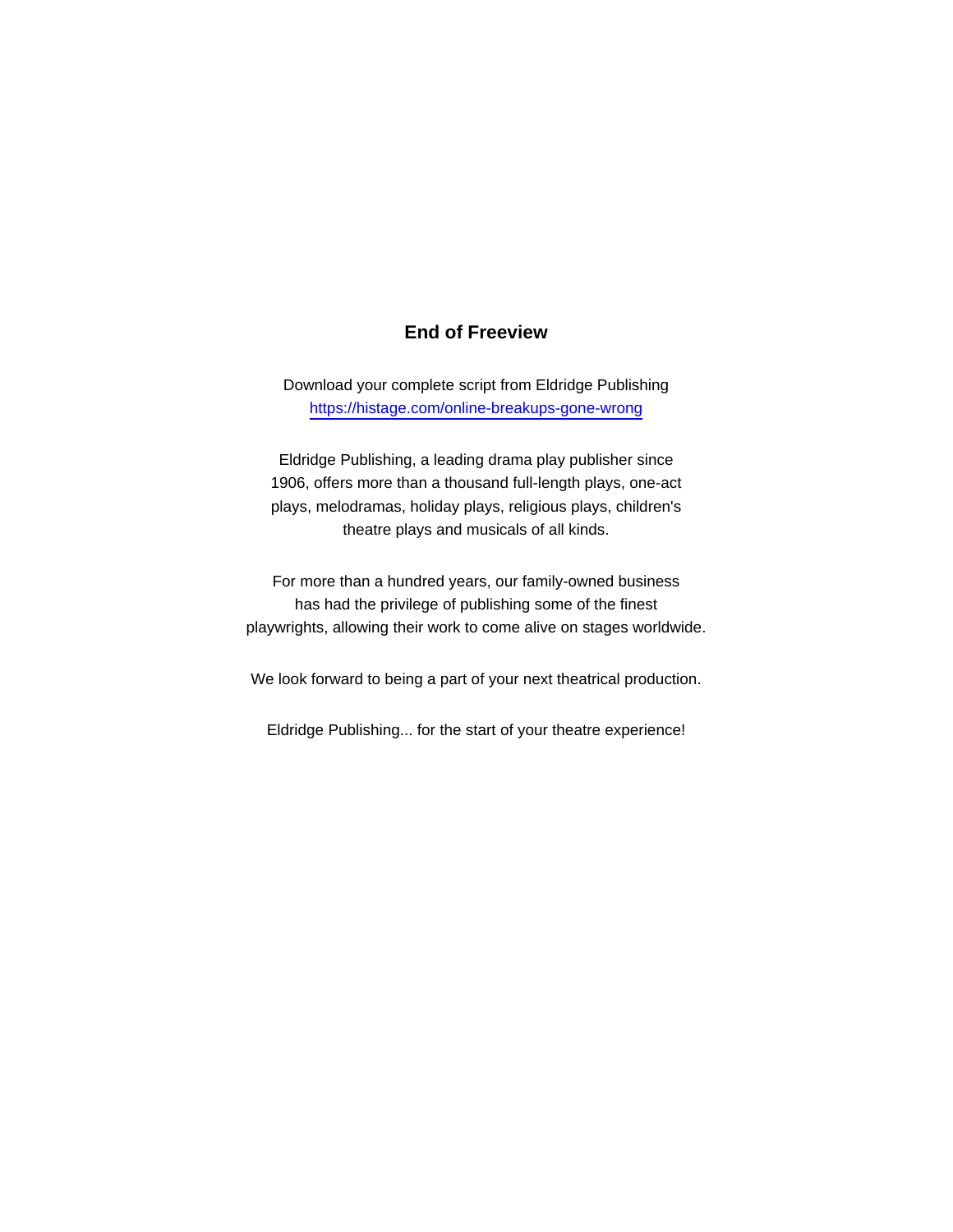**End of Freeview**

Download your complete script from Eldridge Publishing
https://histage.com/online-breakups-gone-wrong

Eldridge Publishing, a leading drama play publisher since 1906, offers more than a thousand full-length plays, one-act plays, melodramas, holiday plays, religious plays, children's theatre plays and musicals of all kinds.

For more than a hundred years, our family-owned business has had the privilege of publishing some of the finest playwrights, allowing their work to come alive on stages worldwide.

We look forward to being a part of your next theatrical production.

Eldridge Publishing... for the start of your theatre experience!